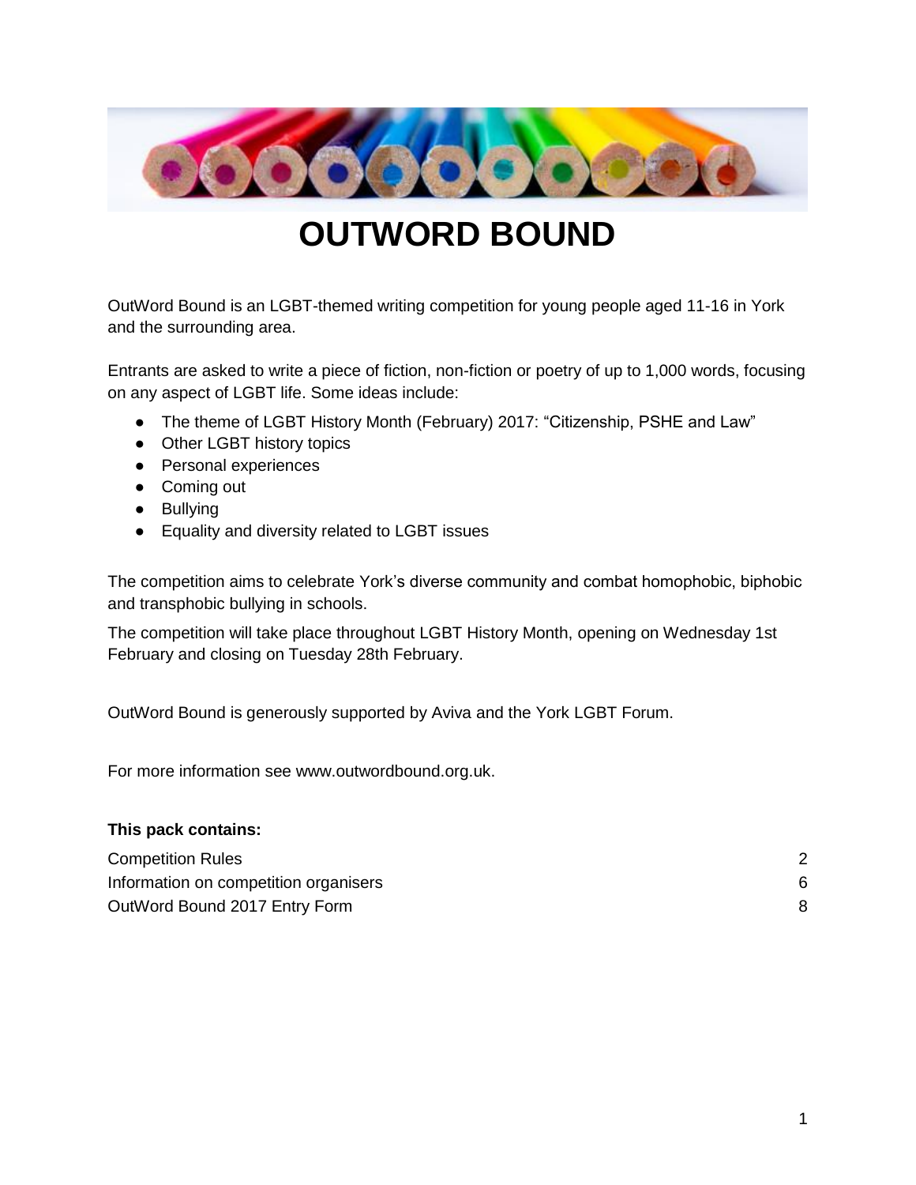# OUTWORD BOUND

OutWord Bound is an LGBT-themed writing competition for young people aged 11-16 in York and the surrounding area.

Entrants are asked to write a piece of fiction, non-fiction or poetry of up to 1,000 words, focusing on any aspect of LGBT life. Some ideas include:

- The theme of LGBT History Month (February) 2017: "Citizenship, PSHE and Law"
- Other LGBT history topics
- Personal experiences
- Coming out
- Bullying
- Equality and diversity related to LGBT issues

The competition aims to celebrate York's diverse community and combat homophobic, biphobic and transphobic bullying in schools.

The competition will take place throughout LGBT History Month, opening on Wednesday 1st February and closing on Tuesday 28th February.

OutWord Bound is generously supported by Aviva and the York LGBT Forum.

For more information see www.outwordbound.org.uk.

**This pack contains:**

| | |
|---|---|
| Competition Rules | 2 |
| Information on competition organisers | 6 |
| OutWord Bound 2017 Entry Form | 8 |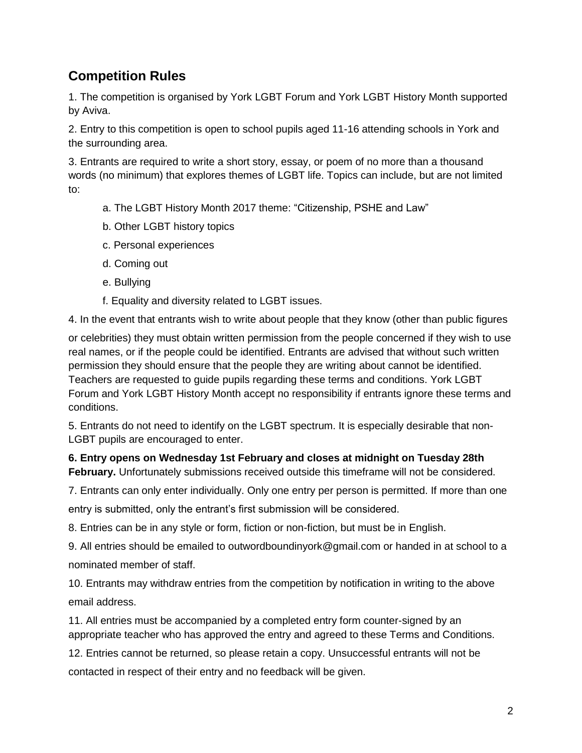## Competition Rules

1. The competition is organised by York LGBT Forum and York LGBT History Month supported by Aviva.

2. Entry to this competition is open to school pupils aged 11-16 attending schools in York and the surrounding area.

3. Entrants are required to write a short story, essay, or poem of no more than a thousand words (no minimum) that explores themes of LGBT life. Topics can include, but are not limited to:

    a. The LGBT History Month 2017 theme: "Citizenship, PSHE and Law"

    b. Other LGBT history topics

    c. Personal experiences

    d. Coming out

    e. Bullying

    f. Equality and diversity related to LGBT issues.

4. In the event that entrants wish to write about people that they know (other than public figures or celebrities) they must obtain written permission from the people concerned if they wish to use real names, or if the people could be identified. Entrants are advised that without such written permission they should ensure that the people they are writing about cannot be identified. Teachers are requested to guide pupils regarding these terms and conditions. York LGBT Forum and York LGBT History Month accept no responsibility if entrants ignore these terms and conditions.

5. Entrants do not need to identify on the LGBT spectrum. It is especially desirable that non-LGBT pupils are encouraged to enter.

**6. Entry opens on Wednesday 1st February and closes at midnight on Tuesday 28th February.** Unfortunately submissions received outside this timeframe will not be considered.

7. Entrants can only enter individually. Only one entry per person is permitted. If more than one entry is submitted, only the entrant's first submission will be considered.

8. Entries can be in any style or form, fiction or non-fiction, but must be in English.

9. All entries should be emailed to outwordboundinyork@gmail.com or handed in at school to a nominated member of staff.

10. Entrants may withdraw entries from the competition by notification in writing to the above email address.

11. All entries must be accompanied by a completed entry form counter-signed by an appropriate teacher who has approved the entry and agreed to these Terms and Conditions.

12. Entries cannot be returned, so please retain a copy. Unsuccessful entrants will not be contacted in respect of their entry and no feedback will be given.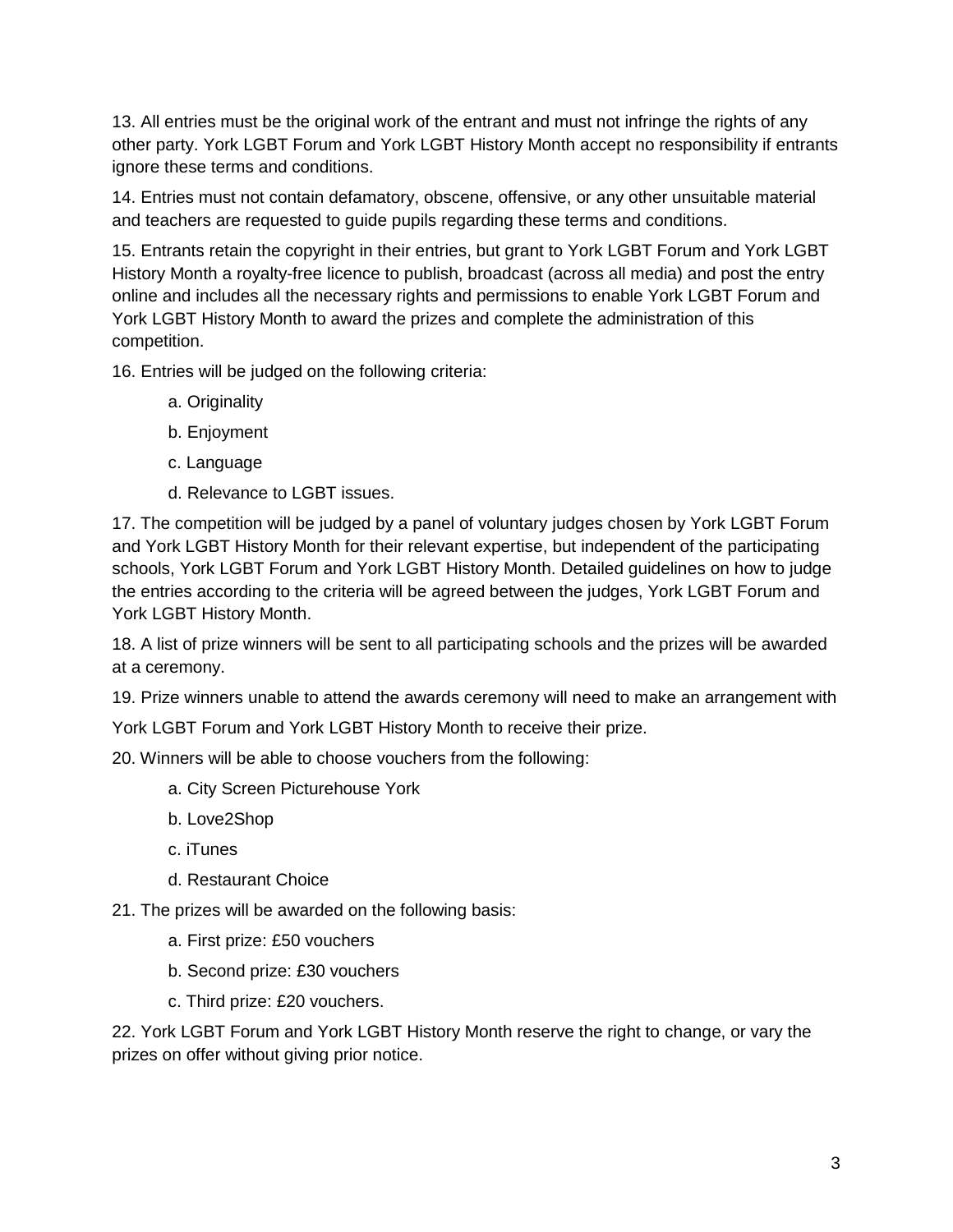13. All entries must be the original work of the entrant and must not infringe the rights of any other party. York LGBT Forum and York LGBT History Month accept no responsibility if entrants ignore these terms and conditions.

14. Entries must not contain defamatory, obscene, offensive, or any other unsuitable material and teachers are requested to guide pupils regarding these terms and conditions.

15. Entrants retain the copyright in their entries, but grant to York LGBT Forum and York LGBT History Month a royalty-free licence to publish, broadcast (across all media) and post the entry online and includes all the necessary rights and permissions to enable York LGBT Forum and York LGBT History Month to award the prizes and complete the administration of this competition.

16. Entries will be judged on the following criteria:

  a. Originality

  b. Enjoyment

  c. Language

  d. Relevance to LGBT issues.

17. The competition will be judged by a panel of voluntary judges chosen by York LGBT Forum and York LGBT History Month for their relevant expertise, but independent of the participating schools, York LGBT Forum and York LGBT History Month. Detailed guidelines on how to judge the entries according to the criteria will be agreed between the judges, York LGBT Forum and York LGBT History Month.

18. A list of prize winners will be sent to all participating schools and the prizes will be awarded at a ceremony.

19. Prize winners unable to attend the awards ceremony will need to make an arrangement with York LGBT Forum and York LGBT History Month to receive their prize.

20. Winners will be able to choose vouchers from the following:

  a. City Screen Picturehouse York

  b. Love2Shop

  c. iTunes

  d. Restaurant Choice

21. The prizes will be awarded on the following basis:

  a. First prize: £50 vouchers

  b. Second prize: £30 vouchers

  c. Third prize: £20 vouchers.

22. York LGBT Forum and York LGBT History Month reserve the right to change, or vary the prizes on offer without giving prior notice.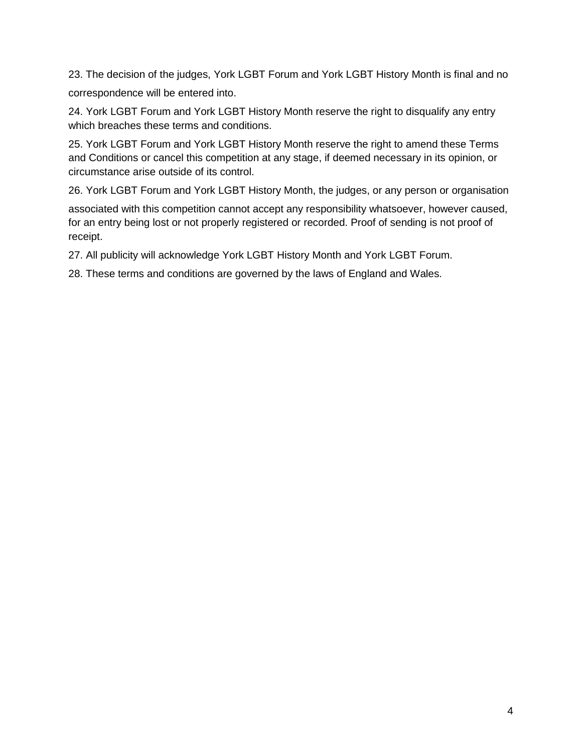23. The decision of the judges, York LGBT Forum and York LGBT History Month is final and no correspondence will be entered into.

24. York LGBT Forum and York LGBT History Month reserve the right to disqualify any entry which breaches these terms and conditions.

25. York LGBT Forum and York LGBT History Month reserve the right to amend these Terms and Conditions or cancel this competition at any stage, if deemed necessary in its opinion, or circumstance arise outside of its control.

26. York LGBT Forum and York LGBT History Month, the judges, or any person or organisation associated with this competition cannot accept any responsibility whatsoever, however caused, for an entry being lost or not properly registered or recorded. Proof of sending is not proof of receipt.

27. All publicity will acknowledge York LGBT History Month and York LGBT Forum.

28. These terms and conditions are governed by the laws of England and Wales.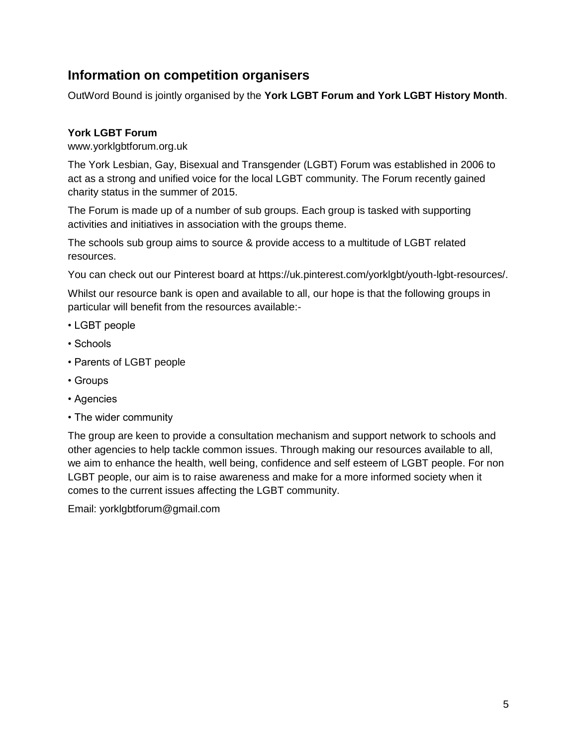## Information on competition organisers

OutWord Bound is jointly organised by the **York LGBT Forum and York LGBT History Month**.

**York LGBT Forum**

www.yorklgbtforum.org.uk

The York Lesbian, Gay, Bisexual and Transgender (LGBT) Forum was established in 2006 to act as a strong and unified voice for the local LGBT community. The Forum recently gained charity status in the summer of 2015.

The Forum is made up of a number of sub groups. Each group is tasked with supporting activities and initiatives in association with the groups theme.

The schools sub group aims to source & provide access to a multitude of LGBT related resources.

You can check out our Pinterest board at https://uk.pinterest.com/yorklgbt/youth-lgbt-resources/.

Whilst our resource bank is open and available to all, our hope is that the following groups in particular will benefit from the resources available:-

- LGBT people
- Schools
- Parents of LGBT people
- Groups
- Agencies
- The wider community

The group are keen to provide a consultation mechanism and support network to schools and other agencies to help tackle common issues. Through making our resources available to all, we aim to enhance the health, well being, confidence and self esteem of LGBT people. For non LGBT people, our aim is to raise awareness and make for a more informed society when it comes to the current issues affecting the LGBT community.

Email: yorklgbtforum@gmail.com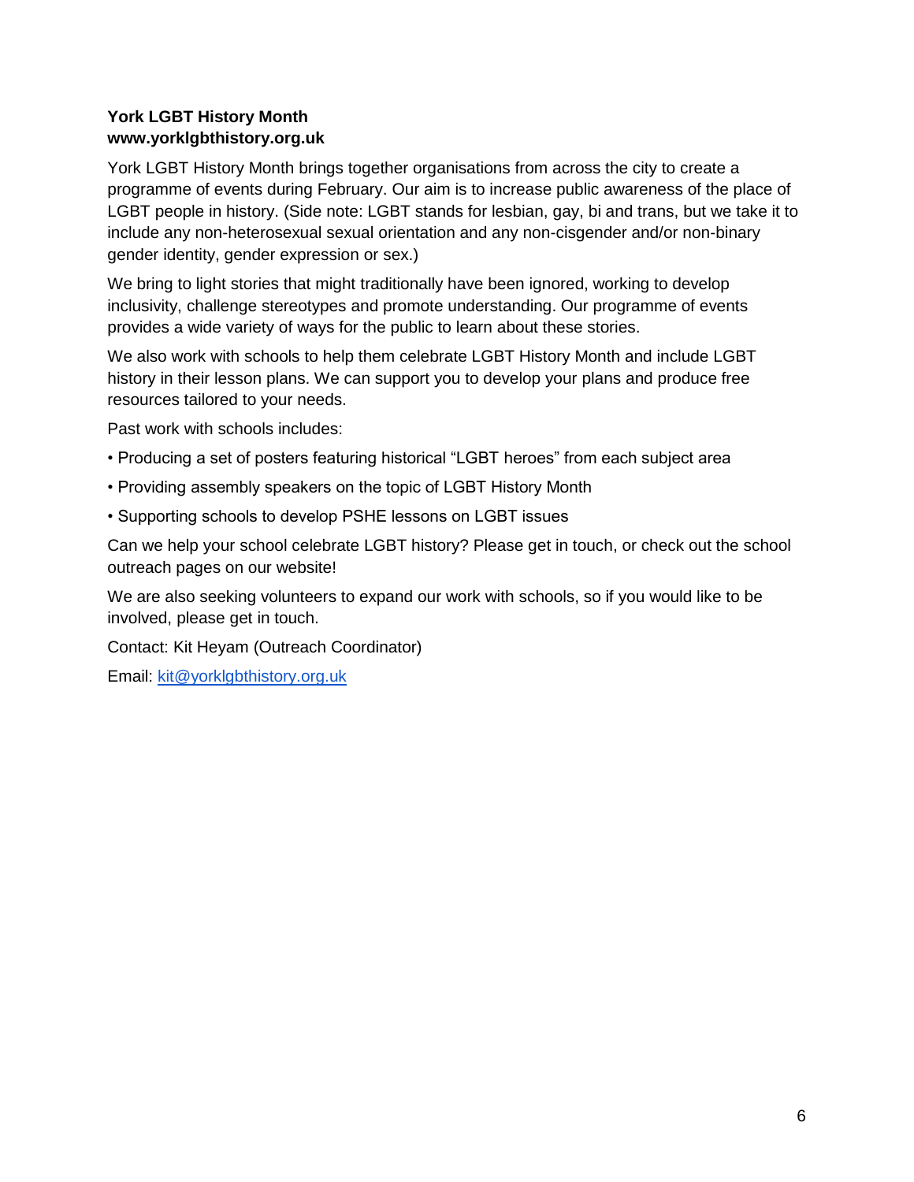**York LGBT History Month**
**www.yorklgbthistory.org.uk**

York LGBT History Month brings together organisations from across the city to create a programme of events during February. Our aim is to increase public awareness of the place of LGBT people in history. (Side note: LGBT stands for lesbian, gay, bi and trans, but we take it to include any non-heterosexual sexual orientation and any non-cisgender and/or non-binary gender identity, gender expression or sex.)

We bring to light stories that might traditionally have been ignored, working to develop inclusivity, challenge stereotypes and promote understanding. Our programme of events provides a wide variety of ways for the public to learn about these stories.

We also work with schools to help them celebrate LGBT History Month and include LGBT history in their lesson plans. We can support you to develop your plans and produce free resources tailored to your needs.

Past work with schools includes:

- Producing a set of posters featuring historical "LGBT heroes" from each subject area
- Providing assembly speakers on the topic of LGBT History Month
- Supporting schools to develop PSHE lessons on LGBT issues

Can we help your school celebrate LGBT history? Please get in touch, or check out the school outreach pages on our website!

We are also seeking volunteers to expand our work with schools, so if you would like to be involved, please get in touch.

Contact: Kit Heyam (Outreach Coordinator)

Email: kit@yorklgbthistory.org.uk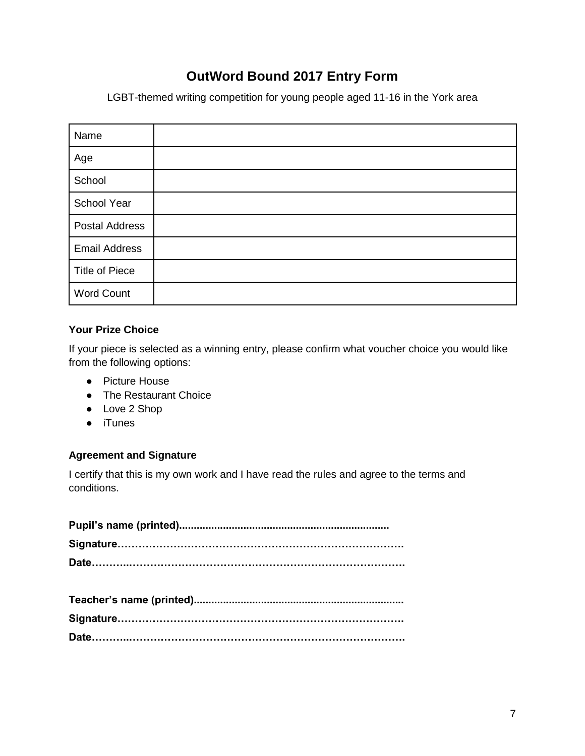# OutWord Bound 2017 Entry Form

LGBT-themed writing competition for young people aged 11-16 in the York area

| | |
|---|---|
| Name | |
| Age | |
| School | |
| School Year | |
| Postal Address | |
| Email Address | |
| Title of Piece | |
| Word Count | |

### Your Prize Choice

If your piece is selected as a winning entry, please confirm what voucher choice you would like from the following options:

- Picture House
- The Restaurant Choice
- Love 2 Shop
- iTunes

### Agreement and Signature

I certify that this is my own work and I have read the rules and agree to the terms and conditions.

**Pupil's name (printed)......................................................................**

**Signature……………………………………………………………………….**

**Date………..…………………………………………………………………….**

**Teacher's name (printed).....................................................................**

**Signature……………………………………………………………………….**

**Date………..…………………………………………………………………….**